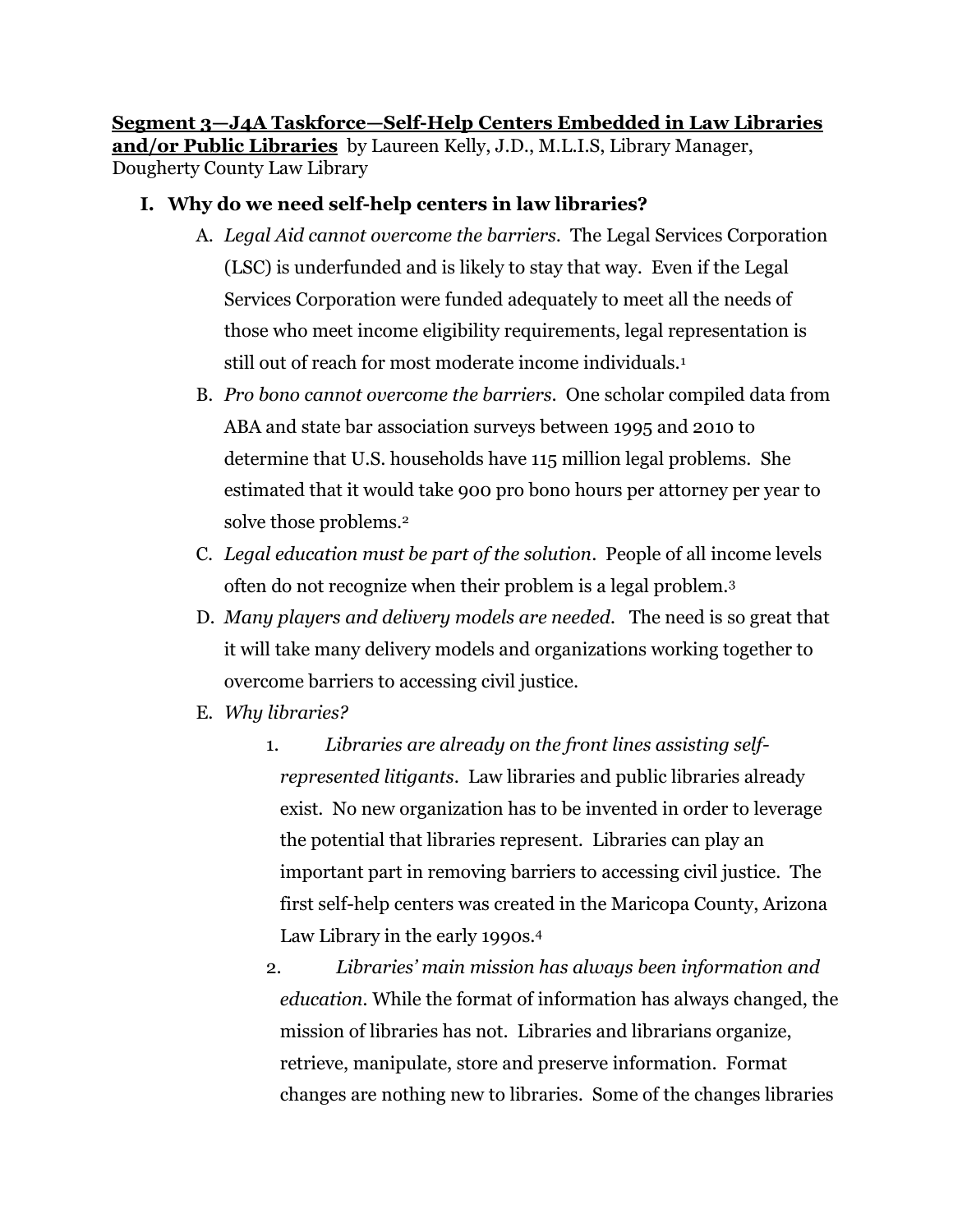**Segment 3—J4A Taskforce—Self-Help Centers Embedded in Law Libraries and/or Public Libraries** by Laureen Kelly, J.D., M.L.I.S, Library Manager, Dougherty County Law Library

## I. Why do we need self-help centers in law libraries?

A. *Legal Aid cannot overcome the barriers*. The Legal Services Corporation (LSC) is underfunded and is likely to stay that way. Even if the Legal Services Corporation were funded adequately to meet all the needs of those who meet income eligibility requirements, legal representation is still out of reach for most moderate income individuals.[1]

B. *Pro bono cannot overcome the barriers*. One scholar compiled data from ABA and state bar association surveys between 1995 and 2010 to determine that U.S. households have 115 million legal problems. She estimated that it would take 900 pro bono hours per attorney per year to solve those problems.[2]

C. *Legal education must be part of the solution*. People of all income levels often do not recognize when their problem is a legal problem.[3]

D. *Many players and delivery models are needed.* The need is so great that it will take many delivery models and organizations working together to overcome barriers to accessing civil justice.

E. *Why libraries?*

1. *Libraries are already on the front lines assisting self-represented litigants*. Law libraries and public libraries already exist. No new organization has to be invented in order to leverage the potential that libraries represent. Libraries can play an important part in removing barriers to accessing civil justice. The first self-help centers was created in the Maricopa County, Arizona Law Library in the early 1990s.[4]

2. *Libraries' main mission has always been information and education*. While the format of information has always changed, the mission of libraries has not. Libraries and librarians organize, retrieve, manipulate, store and preserve information. Format changes are nothing new to libraries. Some of the changes libraries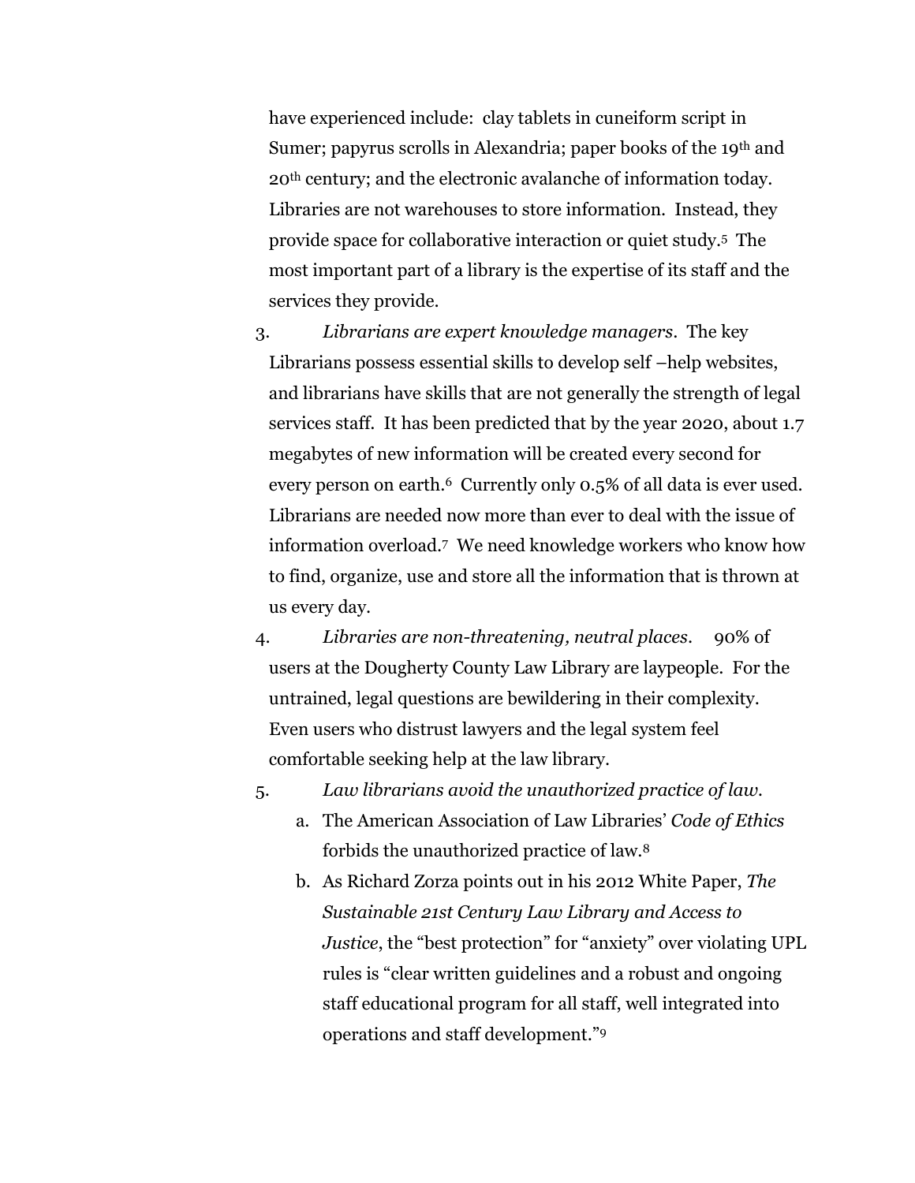have experienced include: clay tablets in cuneiform script in Sumer; papyrus scrolls in Alexandria; paper books of the 19th and 20th century; and the electronic avalanche of information today. Libraries are not warehouses to store information. Instead, they provide space for collaborative interaction or quiet study.[5] The most important part of a library is the expertise of its staff and the services they provide.

3. *Librarians are expert knowledge managers*. The key Librarians possess essential skills to develop self –help websites, and librarians have skills that are not generally the strength of legal services staff. It has been predicted that by the year 2020, about 1.7 megabytes of new information will be created every second for every person on earth.[6] Currently only 0.5% of all data is ever used. Librarians are needed now more than ever to deal with the issue of information overload.[7] We need knowledge workers who know how to find, organize, use and store all the information that is thrown at us every day.

4. *Libraries are non-threatening, neutral places*. 90% of users at the Dougherty County Law Library are laypeople. For the untrained, legal questions are bewildering in their complexity. Even users who distrust lawyers and the legal system feel comfortable seeking help at the law library.

5. *Law librarians avoid the unauthorized practice of law.*
    a. The American Association of Law Libraries' *Code of Ethics* forbids the unauthorized practice of law.[8]
    b. As Richard Zorza points out in his 2012 White Paper, *The Sustainable 21st Century Law Library and Access to Justice*, the "best protection" for "anxiety" over violating UPL rules is "clear written guidelines and a robust and ongoing staff educational program for all staff, well integrated into operations and staff development."[9]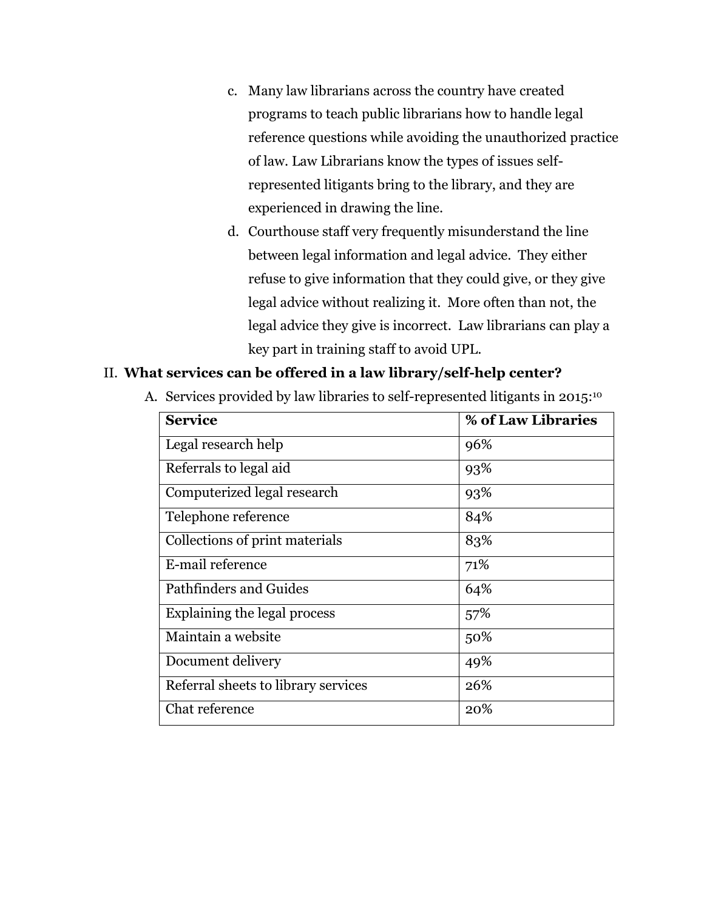c. Many law librarians across the country have created programs to teach public librarians how to handle legal reference questions while avoiding the unauthorized practice of law. Law Librarians know the types of issues self-represented litigants bring to the library, and they are experienced in drawing the line.

d. Courthouse staff very frequently misunderstand the line between legal information and legal advice. They either refuse to give information that they could give, or they give legal advice without realizing it. More often than not, the legal advice they give is incorrect. Law librarians can play a key part in training staff to avoid UPL.

## II. **What services can be offered in a law library/self-help center?**

A. Services provided by law libraries to self-represented litigants in 2015:[10]

| **Service** | **% of Law Libraries** |
|---|---|
| Legal research help | 96% |
| Referrals to legal aid | 93% |
| Computerized legal research | 93% |
| Telephone reference | 84% |
| Collections of print materials | 83% |
| E-mail reference | 71% |
| Pathfinders and Guides | 64% |
| Explaining the legal process | 57% |
| Maintain a website | 50% |
| Document delivery | 49% |
| Referral sheets to library services | 26% |
| Chat reference | 20% |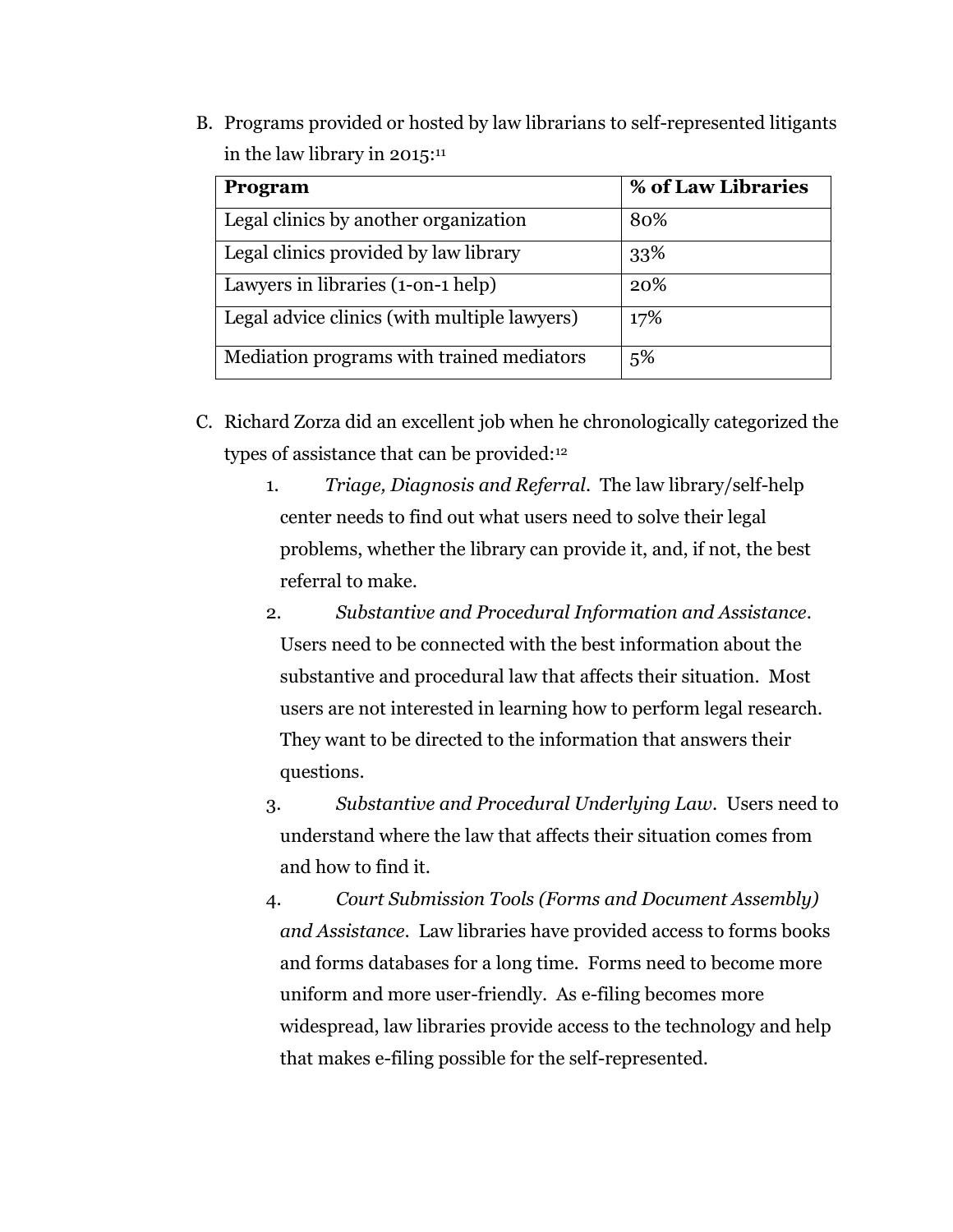B. Programs provided or hosted by law librarians to self-represented litigants in the law library in 2015:[11]

| **Program** | **% of Law Libraries** |
|---|---|
| Legal clinics by another organization | 80% |
| Legal clinics provided by law library | 33% |
| Lawyers in libraries (1-on-1 help) | 20% |
| Legal advice clinics (with multiple lawyers) | 17% |
| Mediation programs with trained mediators | 5% |

C. Richard Zorza did an excellent job when he chronologically categorized the types of assistance that can be provided:[12]

1. *Triage, Diagnosis and Referral*. The law library/self-help center needs to find out what users need to solve their legal problems, whether the library can provide it, and, if not, the best referral to make.
2. *Substantive and Procedural Information and Assistance*. Users need to be connected with the best information about the substantive and procedural law that affects their situation. Most users are not interested in learning how to perform legal research. They want to be directed to the information that answers their questions.
3. *Substantive and Procedural Underlying Law*. Users need to understand where the law that affects their situation comes from and how to find it.
4. *Court Submission Tools (Forms and Document Assembly) and Assistance*. Law libraries have provided access to forms books and forms databases for a long time. Forms need to become more uniform and more user-friendly. As e-filing becomes more widespread, law libraries provide access to the technology and help that makes e-filing possible for the self-represented.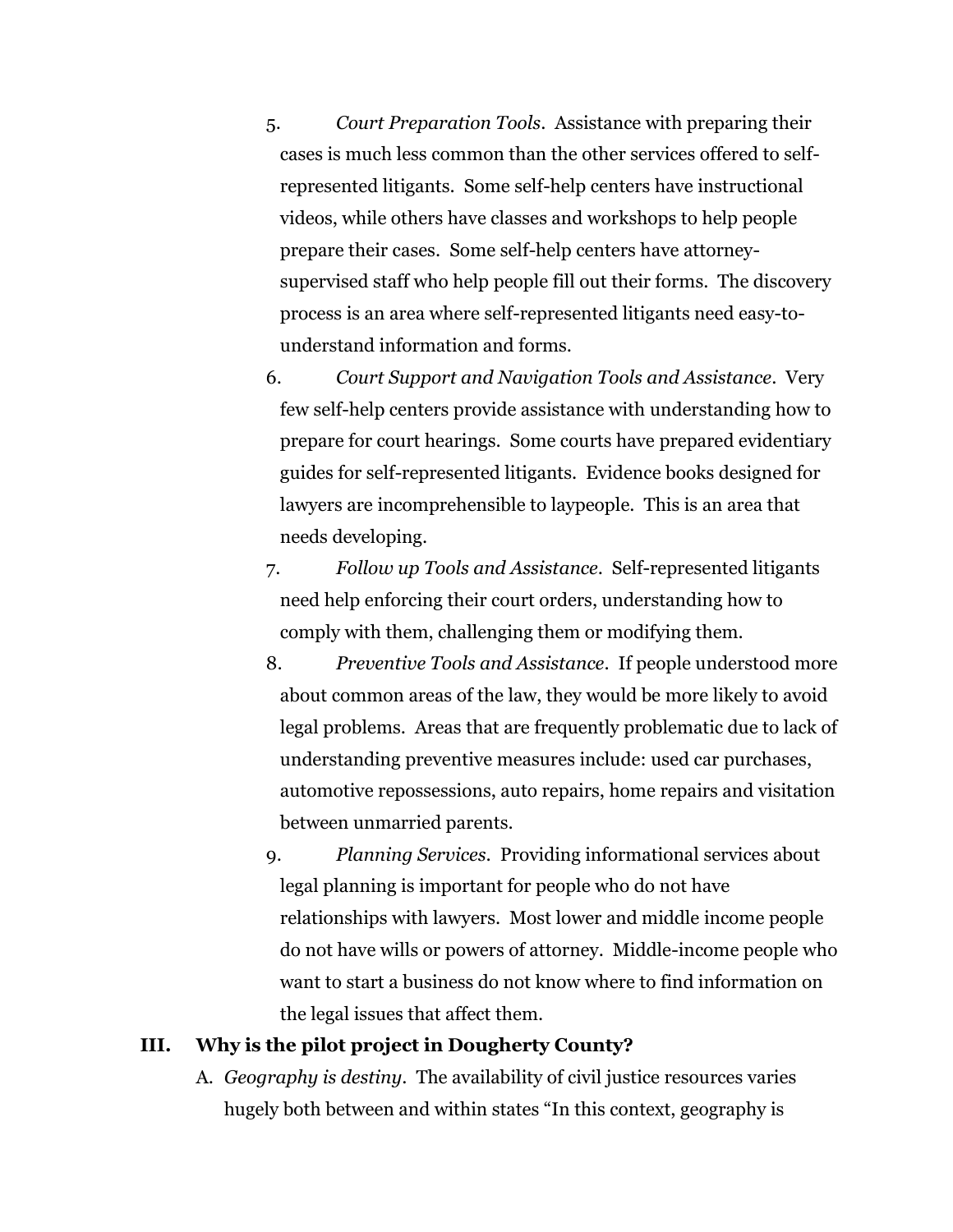5. *Court Preparation Tools*. Assistance with preparing their cases is much less common than the other services offered to self-represented litigants. Some self-help centers have instructional videos, while others have classes and workshops to help people prepare their cases. Some self-help centers have attorney-supervised staff who help people fill out their forms. The discovery process is an area where self-represented litigants need easy-to-understand information and forms.

6. *Court Support and Navigation Tools and Assistance*. Very few self-help centers provide assistance with understanding how to prepare for court hearings. Some courts have prepared evidentiary guides for self-represented litigants. Evidence books designed for lawyers are incomprehensible to laypeople. This is an area that needs developing.

7. *Follow up Tools and Assistance*. Self-represented litigants need help enforcing their court orders, understanding how to comply with them, challenging them or modifying them.

8. *Preventive Tools and Assistance*. If people understood more about common areas of the law, they would be more likely to avoid legal problems. Areas that are frequently problematic due to lack of understanding preventive measures include: used car purchases, automotive repossessions, auto repairs, home repairs and visitation between unmarried parents.

9. *Planning Services*. Providing informational services about legal planning is important for people who do not have relationships with lawyers. Most lower and middle income people do not have wills or powers of attorney. Middle-income people who want to start a business do not know where to find information on the legal issues that affect them.

## III. Why is the pilot project in Dougherty County?

A. *Geography is destiny*. The availability of civil justice resources varies hugely both between and within states "In this context, geography is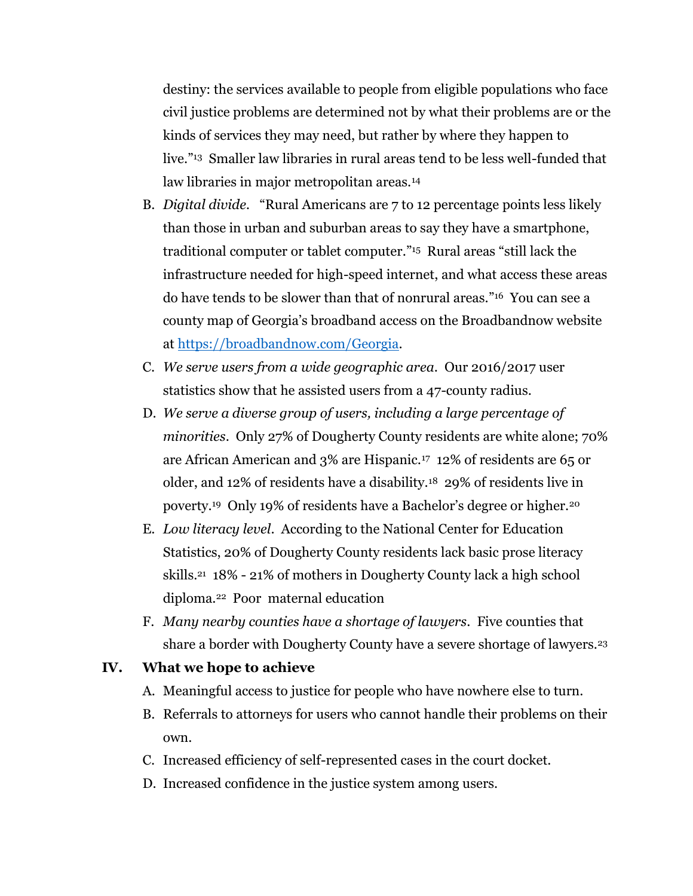destiny: the services available to people from eligible populations who face civil justice problems are determined not by what their problems are or the kinds of services they may need, but rather by where they happen to live."[13] Smaller law libraries in rural areas tend to be less well-funded that law libraries in major metropolitan areas.[14]

B. *Digital divide*. "Rural Americans are 7 to 12 percentage points less likely than those in urban and suburban areas to say they have a smartphone, traditional computer or tablet computer."[15] Rural areas "still lack the infrastructure needed for high-speed internet, and what access these areas do have tends to be slower than that of nonrural areas."[16] You can see a county map of Georgia's broadband access on the Broadbandnow website at https://broadbandnow.com/Georgia.

C. *We serve users from a wide geographic area*. Our 2016/2017 user statistics show that he assisted users from a 47-county radius.

D. *We serve a diverse group of users, including a large percentage of minorities*. Only 27% of Dougherty County residents are white alone; 70% are African American and 3% are Hispanic.[17] 12% of residents are 65 or older, and 12% of residents have a disability.[18] 29% of residents live in poverty.[19] Only 19% of residents have a Bachelor's degree or higher.[20]

E. *Low literacy level*. According to the National Center for Education Statistics, 20% of Dougherty County residents lack basic prose literacy skills.[21] 18% - 21% of mothers in Dougherty County lack a high school diploma.[22] Poor maternal education

F. *Many nearby counties have a shortage of lawyers*. Five counties that share a border with Dougherty County have a severe shortage of lawyers.[23]

## IV. What we hope to achieve

A. Meaningful access to justice for people who have nowhere else to turn.

B. Referrals to attorneys for users who cannot handle their problems on their own.

C. Increased efficiency of self-represented cases in the court docket.

D. Increased confidence in the justice system among users.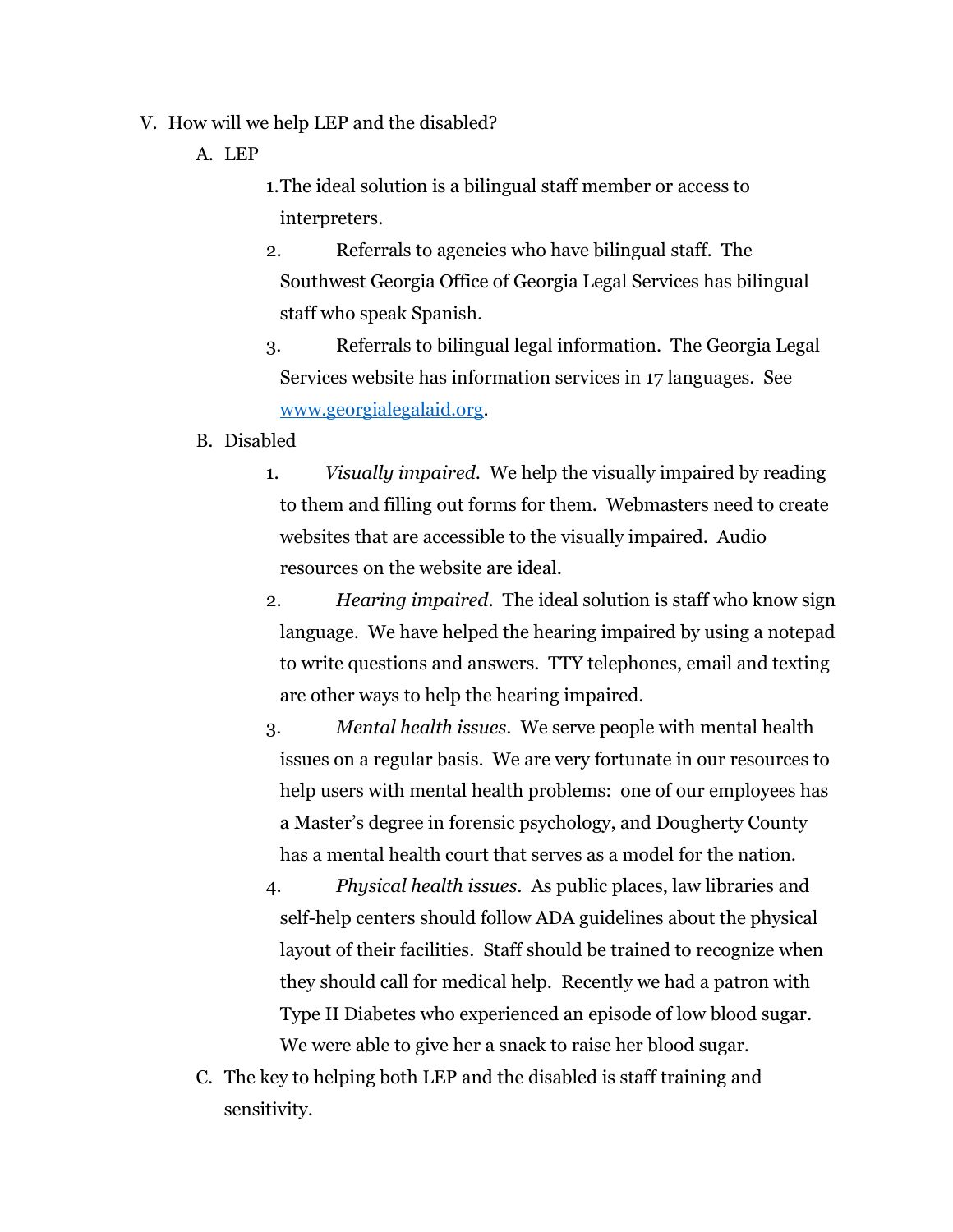V. How will we help LEP and the disabled?

A. LEP

1. The ideal solution is a bilingual staff member or access to interpreters.
2. Referrals to agencies who have bilingual staff. The Southwest Georgia Office of Georgia Legal Services has bilingual staff who speak Spanish.
3. Referrals to bilingual legal information. The Georgia Legal Services website has information services in 17 languages. See [www.georgialegalaid.org](http://www.georgialegalaid.org).

B. Disabled

1. *Visually impaired*. We help the visually impaired by reading to them and filling out forms for them. Webmasters need to create websites that are accessible to the visually impaired. Audio resources on the website are ideal.
2. *Hearing impaired*. The ideal solution is staff who know sign language. We have helped the hearing impaired by using a notepad to write questions and answers. TTY telephones, email and texting are other ways to help the hearing impaired.
3. *Mental health issues*. We serve people with mental health issues on a regular basis. We are very fortunate in our resources to help users with mental health problems: one of our employees has a Master's degree in forensic psychology, and Dougherty County has a mental health court that serves as a model for the nation.
4. *Physical health issues*. As public places, law libraries and self-help centers should follow ADA guidelines about the physical layout of their facilities. Staff should be trained to recognize when they should call for medical help. Recently we had a patron with Type II Diabetes who experienced an episode of low blood sugar. We were able to give her a snack to raise her blood sugar.

C. The key to helping both LEP and the disabled is staff training and sensitivity.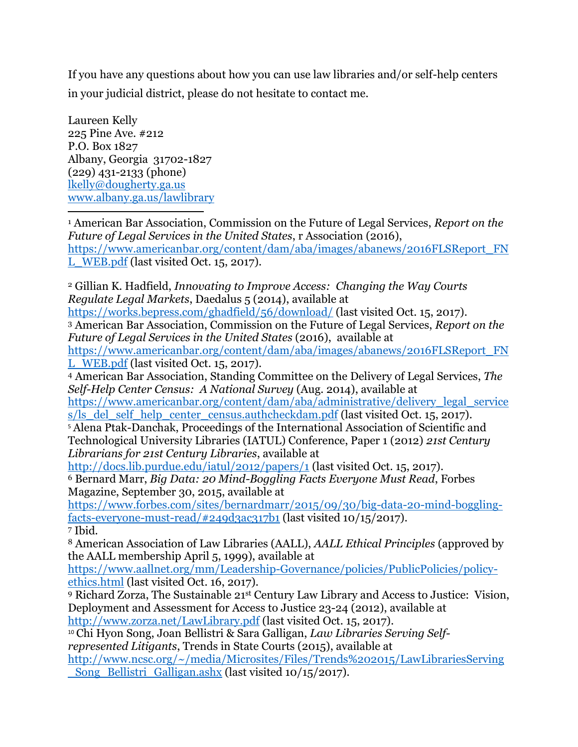If you have any questions about how you can use law libraries and/or self-help centers in your judicial district, please do not hesitate to contact me.

Laureen Kelly  
225 Pine Ave. #212  
P.O. Box 1827  
Albany, Georgia 31702-1827  
(229) 431-2133 (phone)  
lkelly@dougherty.ga.us  
www.albany.ga.us/lawlibrary

---

[1] American Bar Association, Commission on the Future of Legal Services, *Report on the Future of Legal Services in the United States*, r Association (2016), https://www.americanbar.org/content/dam/aba/images/abanews/2016FLSReport_FNL_WEB.pdf (last visited Oct. 15, 2017).

[2] Gillian K. Hadfield, *Innovating to Improve Access: Changing the Way Courts Regulate Legal Markets*, Daedalus 5 (2014), available at https://works.bepress.com/ghadfield/56/download/ (last visited Oct. 15, 2017).

[3] American Bar Association, Commission on the Future of Legal Services, *Report on the Future of Legal Services in the United States* (2016), available at https://www.americanbar.org/content/dam/aba/images/abanews/2016FLSReport_FNL_WEB.pdf (last visited Oct. 15, 2017).

[4] American Bar Association, Standing Committee on the Delivery of Legal Services, *The Self-Help Center Census: A National Survey* (Aug. 2014), available at https://www.americanbar.org/content/dam/aba/administrative/delivery_legal_services/ls_del_self_help_center_census.authcheckdam.pdf (last visited Oct. 15, 2017).

[5] Alena Ptak-Danchak, Proceedings of the International Association of Scientific and Technological University Libraries (IATUL) Conference, Paper 1 (2012) *21st Century Librarians for 21st Century Libraries*, available at http://docs.lib.purdue.edu/iatul/2012/papers/1 (last visited Oct. 15, 2017).

[6] Bernard Marr, *Big Data: 20 Mind-Boggling Facts Everyone Must Read*, Forbes Magazine, September 30, 2015, available at https://www.forbes.com/sites/bernardmarr/2015/09/30/big-data-20-mind-boggling-facts-everyone-must-read/#249d3ac317b1 (last visited 10/15/2017).

[7] Ibid.

[8] American Association of Law Libraries (AALL), *AALL Ethical Principles* (approved by the AALL membership April 5, 1999), available at https://www.aallnet.org/mm/Leadership-Governance/policies/PublicPolicies/policy-ethics.html (last visited Oct. 16, 2017).

[9] Richard Zorza, The Sustainable 21st Century Law Library and Access to Justice: Vision, Deployment and Assessment for Access to Justice 23-24 (2012), available at http://www.zorza.net/LawLibrary.pdf (last visited Oct. 15, 2017).

[10] Chi Hyon Song, Joan Bellistri & Sara Galligan, *Law Libraries Serving Self-represented Litigants*, Trends in State Courts (2015), available at http://www.ncsc.org/~/media/Microsites/Files/Trends%202015/LawLibrariesServing_Song_Bellistri_Galligan.ashx (last visited 10/15/2017).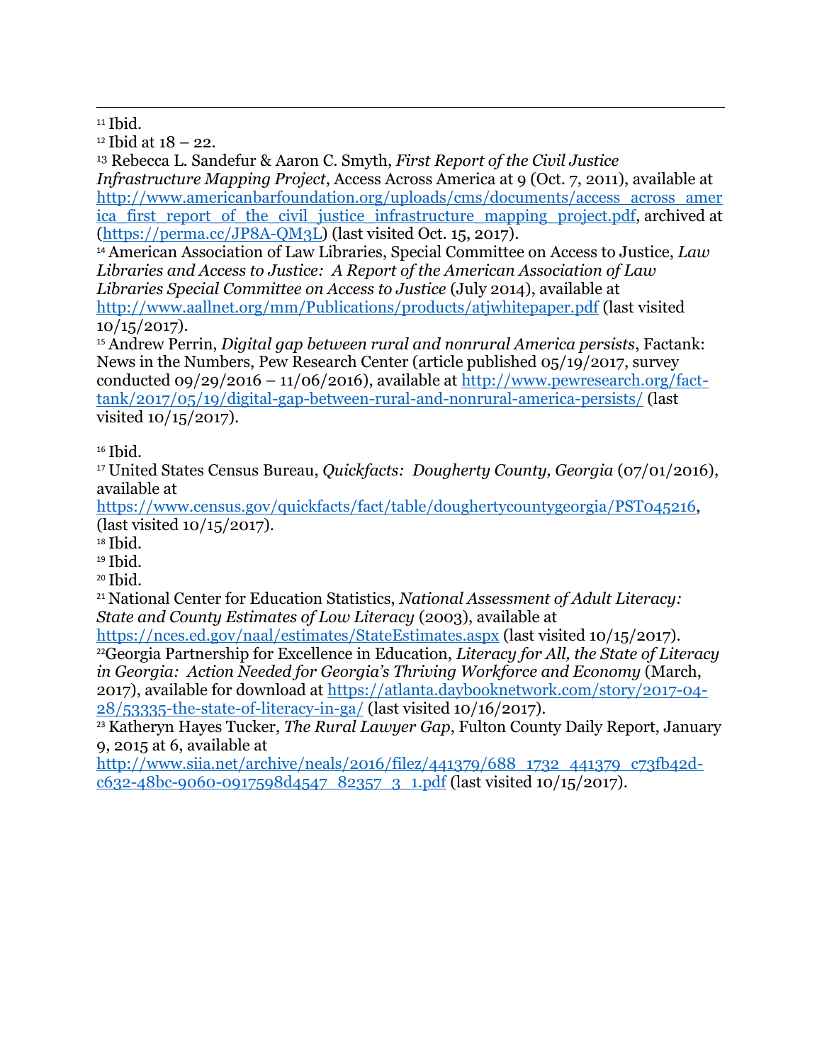[11] Ibid.

[12] Ibid at 18 – 22.

[13] Rebecca L. Sandefur & Aaron C. Smyth, *First Report of the Civil Justice Infrastructure Mapping Project*, Access Across America at 9 (Oct. 7, 2011), available at http://www.americanbarfoundation.org/uploads/cms/documents/access_across_america_first_report_of_the_civil_justice_infrastructure_mapping_project.pdf, archived at (https://perma.cc/JP8A-QM3L) (last visited Oct. 15, 2017).

[14] American Association of Law Libraries, Special Committee on Access to Justice, *Law Libraries and Access to Justice: A Report of the American Association of Law Libraries Special Committee on Access to Justice* (July 2014), available at http://www.aallnet.org/mm/Publications/products/atjwhitepaper.pdf (last visited 10/15/2017).

[15] Andrew Perrin, *Digital gap between rural and nonrural America persists*, Factank: News in the Numbers, Pew Research Center (article published 05/19/2017, survey conducted 09/29/2016 – 11/06/2016), available at http://www.pewresearch.org/fact-tank/2017/05/19/digital-gap-between-rural-and-nonrural-america-persists/ (last visited 10/15/2017).

[16] Ibid.

[17] United States Census Bureau, *Quickfacts: Dougherty County, Georgia* (07/01/2016), available at https://www.census.gov/quickfacts/fact/table/doughertycountygeorgia/PST045216, (last visited 10/15/2017).

[18] Ibid.

[19] Ibid.

[20] Ibid.

[21] National Center for Education Statistics, *National Assessment of Adult Literacy: State and County Estimates of Low Literacy* (2003), available at https://nces.ed.gov/naal/estimates/StateEstimates.aspx (last visited 10/15/2017).

[22] Georgia Partnership for Excellence in Education, *Literacy for All, the State of Literacy in Georgia: Action Needed for Georgia's Thriving Workforce and Economy* (March, 2017), available for download at https://atlanta.daybooknetwork.com/story/2017-04-28/53335-the-state-of-literacy-in-ga/ (last visited 10/16/2017).

[23] Katheryn Hayes Tucker, *The Rural Lawyer Gap*, Fulton County Daily Report, January 9, 2015 at 6, available at http://www.siia.net/archive/neals/2016/filez/441379/688_1732_441379_c73fb42d-c632-48bc-9060-0917598d4547_82357_3_1.pdf (last visited 10/15/2017).